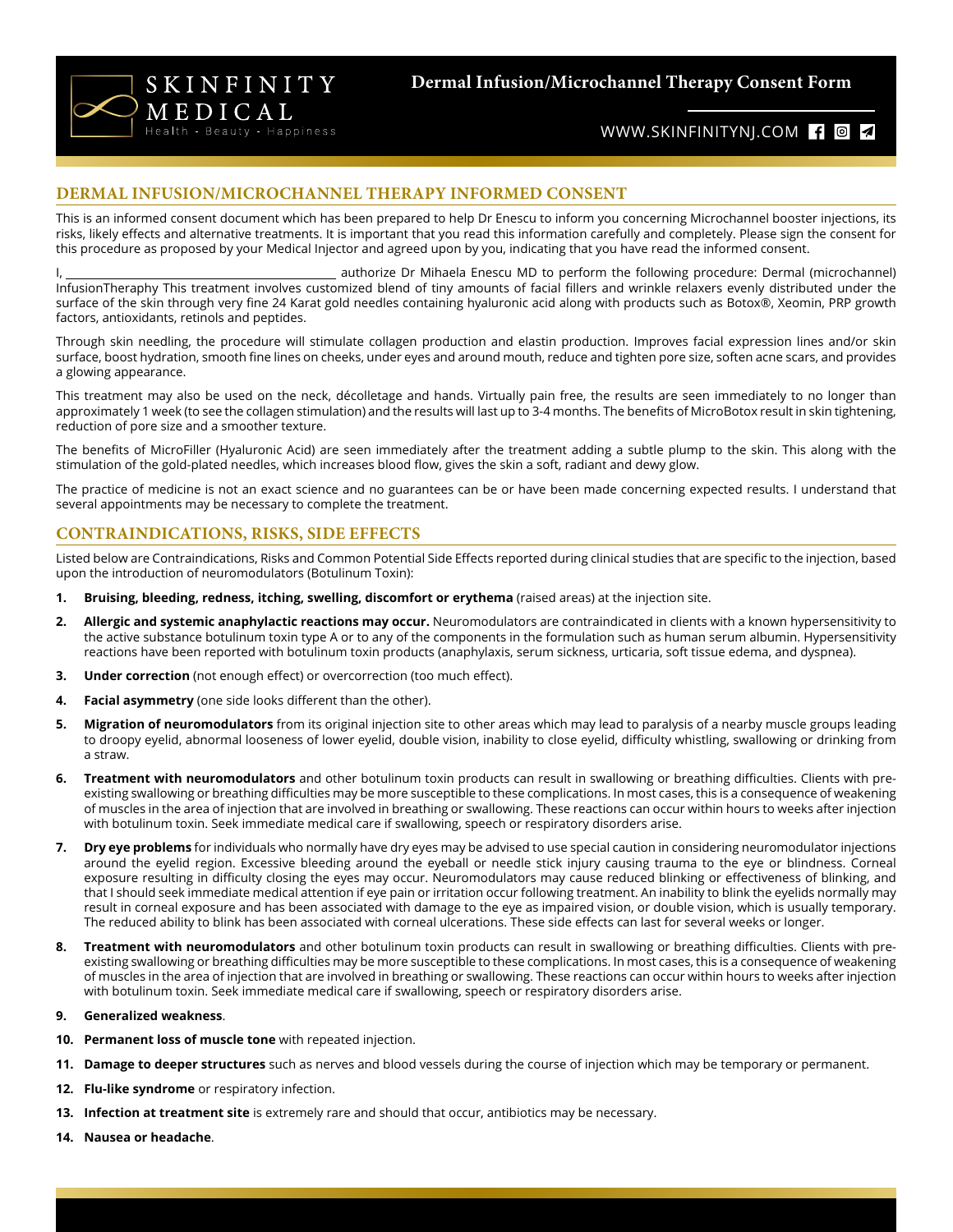# Dermal Infusion/Microchannel Therapy Consent Form

WWW.SKINFINITYNJ.COM

## DERMAL INFUSION/MICROCHANNEL THERAPY INFORMED CONSENT

This is an informed consent document which has been prepared to help Dr Enescu to inform you concerning Microchannel booster injections, its risks, likely effects and alternative treatments. It is important that you read this information carefully and completely. Please sign the consent for this procedure as proposed by your Medical Injector and agreed upon by you, indicating that you have read the informed consent.

I, ___________________________________________ authorize Dr Mihaela Enescu MD to perform the following procedure: Dermal (microchannel) InfusionTheraphy This treatment involves customized blend of tiny amounts of facial fillers and wrinkle relaxers evenly distributed under the surface of the skin through very fine 24 Karat gold needles containing hyaluronic acid along with products such as Botox®, Xeomin, PRP growth factors, antioxidants, retinols and peptides.

Through skin needling, the procedure will stimulate collagen production and elastin production. Improves facial expression lines and/or skin surface, boost hydration, smooth fine lines on cheeks, under eyes and around mouth, reduce and tighten pore size, soften acne scars, and provides a glowing appearance.

This treatment may also be used on the neck, décolletage and hands. Virtually pain free, the results are seen immediately to no longer than approximately 1 week (to see the collagen stimulation) and the results will last up to 3-4 months. The benefits of MicroBotox result in skin tightening, reduction of pore size and a smoother texture.

The benefits of MicroFiller (Hyaluronic Acid) are seen immediately after the treatment adding a subtle plump to the skin. This along with the stimulation of the gold-plated needles, which increases blood flow, gives the skin a soft, radiant and dewy glow.

The practice of medicine is not an exact science and no guarantees can be or have been made concerning expected results. I understand that several appointments may be necessary to complete the treatment.

## CONTRAINDICATIONS, RISKS, SIDE EFFECTS

Listed below are Contraindications, Risks and Common Potential Side Effects reported during clinical studies that are specific to the injection, based upon the introduction of neuromodulators (Botulinum Toxin):

1. **Bruising, bleeding, redness, itching, swelling, discomfort or erythema** (raised areas) at the injection site.
2. **Allergic and systemic anaphylactic reactions may occur.** Neuromodulators are contraindicated in clients with a known hypersensitivity to the active substance botulinum toxin type A or to any of the components in the formulation such as human serum albumin. Hypersensitivity reactions have been reported with botulinum toxin products (anaphylaxis, serum sickness, urticaria, soft tissue edema, and dyspnea).
3. **Under correction** (not enough effect) or overcorrection (too much effect).
4. **Facial asymmetry** (one side looks different than the other).
5. **Migration of neuromodulators** from its original injection site to other areas which may lead to paralysis of a nearby muscle groups leading to droopy eyelid, abnormal looseness of lower eyelid, double vision, inability to close eyelid, difficulty whistling, swallowing or drinking from a straw.
6. **Treatment with neuromodulators** and other botulinum toxin products can result in swallowing or breathing difficulties. Clients with pre-existing swallowing or breathing difficulties may be more susceptible to these complications. In most cases, this is a consequence of weakening of muscles in the area of injection that are involved in breathing or swallowing. These reactions can occur within hours to weeks after injection with botulinum toxin. Seek immediate medical care if swallowing, speech or respiratory disorders arise.
7. **Dry eye problems** for individuals who normally have dry eyes may be advised to use special caution in considering neuromodulator injections around the eyelid region. Excessive bleeding around the eyeball or needle stick injury causing trauma to the eye or blindness. Corneal exposure resulting in difficulty closing the eyes may occur. Neuromodulators may cause reduced blinking or effectiveness of blinking, and that I should seek immediate medical attention if eye pain or irritation occur following treatment. An inability to blink the eyelids normally may result in corneal exposure and has been associated with damage to the eye as impaired vision, or double vision, which is usually temporary. The reduced ability to blink has been associated with corneal ulcerations. These side effects can last for several weeks or longer.
8. **Treatment with neuromodulators** and other botulinum toxin products can result in swallowing or breathing difficulties. Clients with pre-existing swallowing or breathing difficulties may be more susceptible to these complications. In most cases, this is a consequence of weakening of muscles in the area of injection that are involved in breathing or swallowing. These reactions can occur within hours to weeks after injection with botulinum toxin. Seek immediate medical care if swallowing, speech or respiratory disorders arise.
9. **Generalized weakness**.
10. **Permanent loss of muscle tone** with repeated injection.
11. **Damage to deeper structures** such as nerves and blood vessels during the course of injection which may be temporary or permanent.
12. **Flu-like syndrome** or respiratory infection.
13. **Infection at treatment site** is extremely rare and should that occur, antibiotics may be necessary.
14. **Nausea or headache**.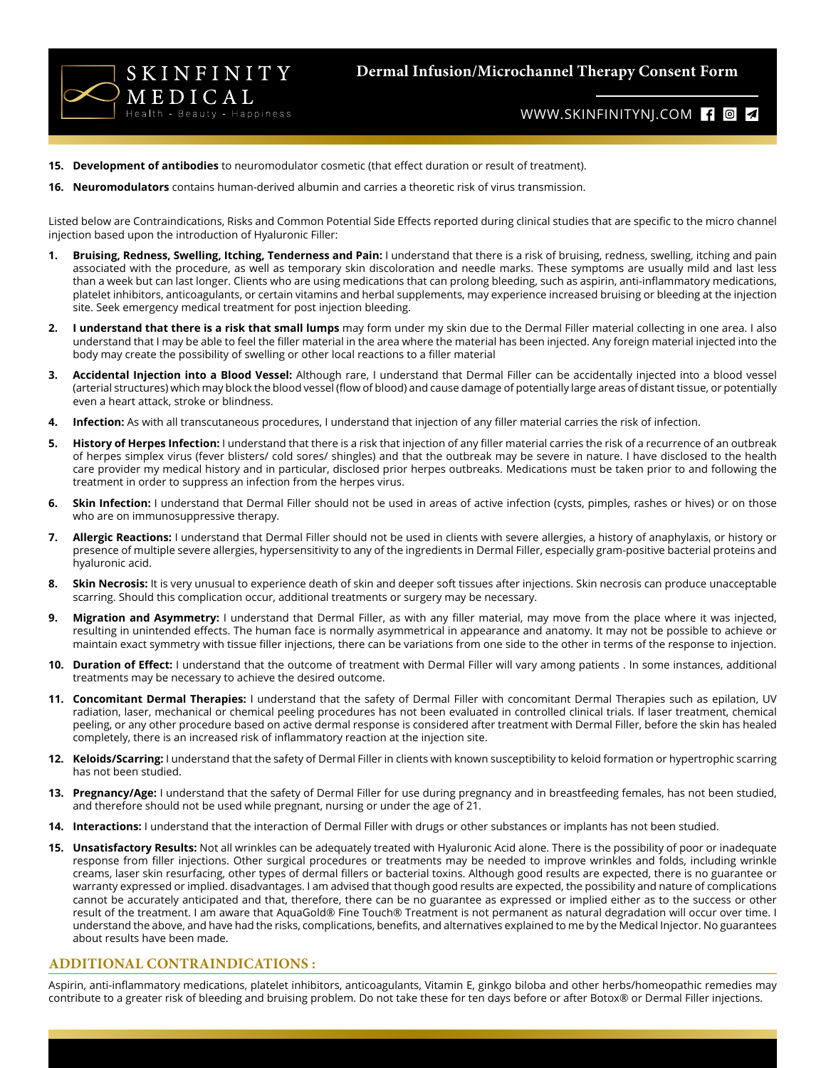15. **Development of antibodies** to neuromodulator cosmetic (that effect duration or result of treatment).

16. **Neuromodulators** contains human-derived albumin and carries a theoretic risk of virus transmission.

Listed below are Contraindications, Risks and Common Potential Side Effects reported during clinical studies that are specific to the micro channel injection based upon the introduction of Hyaluronic Filler:

1. **Bruising, Redness, Swelling, Itching, Tenderness and Pain:** I understand that there is a risk of bruising, redness, swelling, itching and pain associated with the procedure, as well as temporary skin discoloration and needle marks. These symptoms are usually mild and last less than a week but can last longer. Clients who are using medications that can prolong bleeding, such as aspirin, anti-inflammatory medications, platelet inhibitors, anticoagulants, or certain vitamins and herbal supplements, may experience increased bruising or bleeding at the injection site. Seek emergency medical treatment for post injection bleeding.

2. **I understand that there is a risk that small lumps** may form under my skin due to the Dermal Filler material collecting in one area. I also understand that I may be able to feel the filler material in the area where the material has been injected. Any foreign material injected into the body may create the possibility of swelling or other local reactions to a filler material

3. **Accidental Injection into a Blood Vessel:** Although rare, I understand that Dermal Filler can be accidentally injected into a blood vessel (arterial structures) which may block the blood vessel (flow of blood) and cause damage of potentially large areas of distant tissue, or potentially even a heart attack, stroke or blindness.

4. **Infection:** As with all transcutaneous procedures, I understand that injection of any filler material carries the risk of infection.

5. **History of Herpes Infection:** I understand that there is a risk that injection of any filler material carries the risk of a recurrence of an outbreak of herpes simplex virus (fever blisters/ cold sores/ shingles) and that the outbreak may be severe in nature. I have disclosed to the health care provider my medical history and in particular, disclosed prior herpes outbreaks. Medications must be taken prior to and following the treatment in order to suppress an infection from the herpes virus.

6. **Skin Infection:** I understand that Dermal Filler should not be used in areas of active infection (cysts, pimples, rashes or hives) or on those who are on immunosuppressive therapy.

7. **Allergic Reactions:** I understand that Dermal Filler should not be used in clients with severe allergies, a history of anaphylaxis, or history or presence of multiple severe allergies, hypersensitivity to any of the ingredients in Dermal Filler, especially gram-positive bacterial proteins and hyaluronic acid.

8. **Skin Necrosis:** It is very unusual to experience death of skin and deeper soft tissues after injections. Skin necrosis can produce unacceptable scarring. Should this complication occur, additional treatments or surgery may be necessary.

9. **Migration and Asymmetry:** I understand that Dermal Filler, as with any filler material, may move from the place where it was injected, resulting in unintended effects. The human face is normally asymmetrical in appearance and anatomy. It may not be possible to achieve or maintain exact symmetry with tissue filler injections, there can be variations from one side to the other in terms of the response to injection.

10. **Duration of Effect:** I understand that the outcome of treatment with Dermal Filler will vary among patients . In some instances, additional treatments may be necessary to achieve the desired outcome.

11. **Concomitant Dermal Therapies:** I understand that the safety of Dermal Filler with concomitant Dermal Therapies such as epilation, UV radiation, laser, mechanical or chemical peeling procedures has not been evaluated in controlled clinical trials. If laser treatment, chemical peeling, or any other procedure based on active dermal response is considered after treatment with Dermal Filler, before the skin has healed completely, there is an increased risk of inflammatory reaction at the injection site.

12. **Keloids/Scarring:** I understand that the safety of Dermal Filler in clients with known susceptibility to keloid formation or hypertrophic scarring has not been studied.

13. **Pregnancy/Age:** I understand that the safety of Dermal Filler for use during pregnancy and in breastfeeding females, has not been studied, and therefore should not be used while pregnant, nursing or under the age of 21.

14. **Interactions:** I understand that the interaction of Dermal Filler with drugs or other substances or implants has not been studied.

15. **Unsatisfactory Results:** Not all wrinkles can be adequately treated with Hyaluronic Acid alone. There is the possibility of poor or inadequate response from filler injections. Other surgical procedures or treatments may be needed to improve wrinkles and folds, including wrinkle creams, laser skin resurfacing, other types of dermal fillers or bacterial toxins. Although good results are expected, there is no guarantee or warranty expressed or implied. disadvantages. I am advised that though good results are expected, the possibility and nature of complications cannot be accurately anticipated and that, therefore, there can be no guarantee as expressed or implied either as to the success or other result of the treatment. I am aware that AquaGold® Fine Touch® Treatment is not permanent as natural degradation will occur over time. I understand the above, and have had the risks, complications, benefits, and alternatives explained to me by the Medical Injector. No guarantees about results have been made.

## ADDITIONAL CONTRAINDICATIONS :

Aspirin, anti-inflammatory medications, platelet inhibitors, anticoagulants, Vitamin E, ginkgo biloba and other herbs/homeopathic remedies may contribute to a greater risk of bleeding and bruising problem. Do not take these for ten days before or after Botox® or Dermal Filler injections.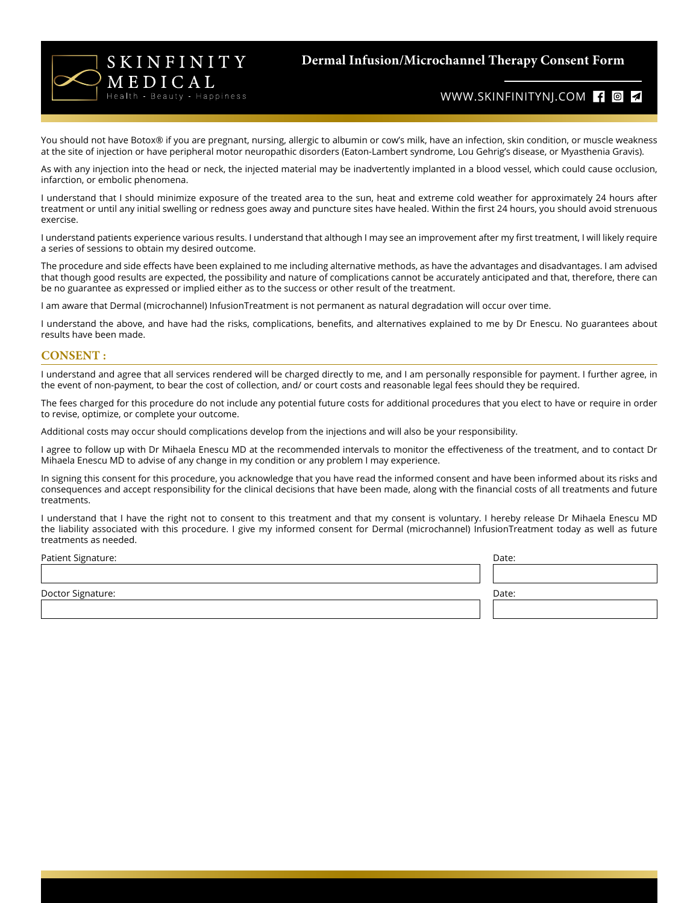You should not have Botox® if you are pregnant, nursing, allergic to albumin or cow's milk, have an infection, skin condition, or muscle weakness at the site of injection or have peripheral motor neuropathic disorders (Eaton-Lambert syndrome, Lou Gehrig's disease, or Myasthenia Gravis).

As with any injection into the head or neck, the injected material may be inadvertently implanted in a blood vessel, which could cause occlusion, infarction, or embolic phenomena.

I understand that I should minimize exposure of the treated area to the sun, heat and extreme cold weather for approximately 24 hours after treatment or until any initial swelling or redness goes away and puncture sites have healed. Within the first 24 hours, you should avoid strenuous exercise.

I understand patients experience various results. I understand that although I may see an improvement after my first treatment, I will likely require a series of sessions to obtain my desired outcome.

The procedure and side effects have been explained to me including alternative methods, as have the advantages and disadvantages. I am advised that though good results are expected, the possibility and nature of complications cannot be accurately anticipated and that, therefore, there can be no guarantee as expressed or implied either as to the success or other result of the treatment.

I am aware that Dermal (microchannel) InfusionTreatment is not permanent as natural degradation will occur over time.

I understand the above, and have had the risks, complications, benefits, and alternatives explained to me by Dr Enescu. No guarantees about results have been made.

## CONSENT :

I understand and agree that all services rendered will be charged directly to me, and I am personally responsible for payment. I further agree, in the event of non-payment, to bear the cost of collection, and/ or court costs and reasonable legal fees should they be required.

The fees charged for this procedure do not include any potential future costs for additional procedures that you elect to have or require in order to revise, optimize, or complete your outcome.

Additional costs may occur should complications develop from the injections and will also be your responsibility.

I agree to follow up with Dr Mihaela Enescu MD at the recommended intervals to monitor the effectiveness of the treatment, and to contact Dr Mihaela Enescu MD to advise of any change in my condition or any problem I may experience.

In signing this consent for this procedure, you acknowledge that you have read the informed consent and have been informed about its risks and consequences and accept responsibility for the clinical decisions that have been made, along with the financial costs of all treatments and future treatments.

I understand that I have the right not to consent to this treatment and that my consent is voluntary. I hereby release Dr Mihaela Enescu MD the liability associated with this procedure. I give my informed consent for Dermal (microchannel) InfusionTreatment today as well as future treatments as needed.

Patient Signature: ____________________ Date: __________

Doctor Signature: ____________________ Date: __________